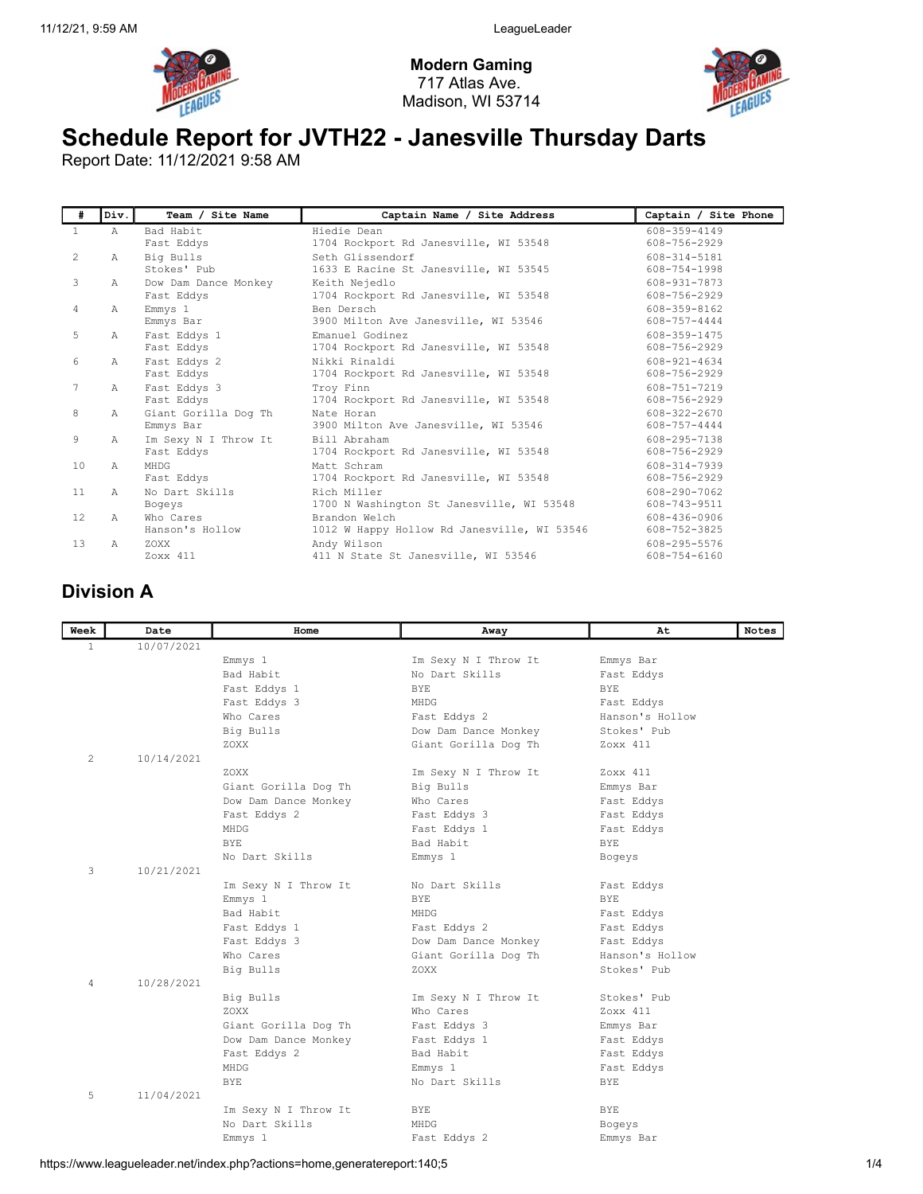**Modern Gaming**
717 Atlas Ave.
Madison, WI 53714

# Schedule Report for JVTH22 - Janesville Thursday Darts

Report Date: 11/12/2021 9:58 AM

| # | Div. | Team / Site Name | Captain Name / Site Address | Captain / Site Phone |
|---|---|---|---|---|
| 1 | A | Bad Habit<br>Fast Eddys | Hiedie Dean<br>1704 Rockport Rd Janesville, WI 53548 | 608-359-4149<br>608-756-2929 |
| 2 | A | Big Bulls<br>Stokes' Pub | Seth Glissendorf<br>1633 E Racine St Janesville, WI 53545 | 608-314-5181<br>608-754-1998 |
| 3 | A | Dow Dam Dance Monkey<br>Fast Eddys | Keith Nejedlo<br>1704 Rockport Rd Janesville, WI 53548 | 608-931-7873<br>608-756-2929 |
| 4 | A | Emmys 1<br>Emmys Bar | Ben Dersch<br>3900 Milton Ave Janesville, WI 53546 | 608-359-8162<br>608-757-4444 |
| 5 | A | Fast Eddys 1<br>Fast Eddys | Emanuel Godinez<br>1704 Rockport Rd Janesville, WI 53548 | 608-359-1475<br>608-756-2929 |
| 6 | A | Fast Eddys 2<br>Fast Eddys | Nikki Rinaldi<br>1704 Rockport Rd Janesville, WI 53548 | 608-921-4634<br>608-756-2929 |
| 7 | A | Fast Eddys 3<br>Fast Eddys | Troy Finn<br>1704 Rockport Rd Janesville, WI 53548 | 608-751-7219<br>608-756-2929 |
| 8 | A | Giant Gorilla Dog Th<br>Emmys Bar | Nate Horan<br>3900 Milton Ave Janesville, WI 53546 | 608-322-2670<br>608-757-4444 |
| 9 | A | Im Sexy N I Throw It<br>Fast Eddys | Bill Abraham<br>1704 Rockport Rd Janesville, WI 53548 | 608-295-7138<br>608-756-2929 |
| 10 | A | MHDG<br>Fast Eddys | Matt Schram<br>1704 Rockport Rd Janesville, WI 53548 | 608-314-7939<br>608-756-2929 |
| 11 | A | No Dart Skills<br>Bogeys | Rich Miller<br>1700 N Washington St Janesville, WI 53548 | 608-290-7062<br>608-743-9511 |
| 12 | A | Who Cares<br>Hanson's Hollow | Brandon Welch<br>1012 W Happy Hollow Rd Janesville, WI 53546 | 608-436-0906<br>608-752-3825 |
| 13 | A | ZOXX<br>Zoxx 411 | Andy Wilson<br>411 N State St Janesville, WI 53546 | 608-295-5576<br>608-754-6160 |

## Division A

| Week | Date | Home | Away | At | Notes |
|---|---|---|---|---|---|
| 1 | 10/07/2021 | | | | |
| | | Emmys 1 | Im Sexy N I Throw It | Emmys Bar | |
| | | Bad Habit | No Dart Skills | Fast Eddys | |
| | | Fast Eddys 1 | BYE | BYE | |
| | | Fast Eddys 3 | MHDG | Fast Eddys | |
| | | Who Cares | Fast Eddys 2 | Hanson's Hollow | |
| | | Big Bulls | Dow Dam Dance Monkey | Stokes' Pub | |
| | | ZOXX | Giant Gorilla Dog Th | Zoxx 411 | |
| 2 | 10/14/2021 | | | | |
| | | ZOXX | Im Sexy N I Throw It | Zoxx 411 | |
| | | Giant Gorilla Dog Th | Big Bulls | Emmys Bar | |
| | | Dow Dam Dance Monkey | Who Cares | Fast Eddys | |
| | | Fast Eddys 2 | Fast Eddys 3 | Fast Eddys | |
| | | MHDG | Fast Eddys 1 | Fast Eddys | |
| | | BYE | Bad Habit | BYE | |
| | | No Dart Skills | Emmys 1 | Bogeys | |
| 3 | 10/21/2021 | | | | |
| | | Im Sexy N I Throw It | No Dart Skills | Fast Eddys | |
| | | Emmys 1 | BYE | BYE | |
| | | Bad Habit | MHDG | Fast Eddys | |
| | | Fast Eddys 1 | Fast Eddys 2 | Fast Eddys | |
| | | Fast Eddys 3 | Dow Dam Dance Monkey | Fast Eddys | |
| | | Who Cares | Giant Gorilla Dog Th | Hanson's Hollow | |
| | | Big Bulls | ZOXX | Stokes' Pub | |
| 4 | 10/28/2021 | | | | |
| | | Big Bulls | Im Sexy N I Throw It | Stokes' Pub | |
| | | ZOXX | Who Cares | Zoxx 411 | |
| | | Giant Gorilla Dog Th | Fast Eddys 3 | Emmys Bar | |
| | | Dow Dam Dance Monkey | Fast Eddys 1 | Fast Eddys | |
| | | Fast Eddys 2 | Bad Habit | Fast Eddys | |
| | | MHDG | Emmys 1 | Fast Eddys | |
| | | BYE | No Dart Skills | BYE | |
| 5 | 11/04/2021 | | | | |
| | | Im Sexy N I Throw It | BYE | BYE | |
| | | No Dart Skills | MHDG | Bogeys | |
| | | Emmys 1 | Fast Eddys 2 | Emmys Bar | |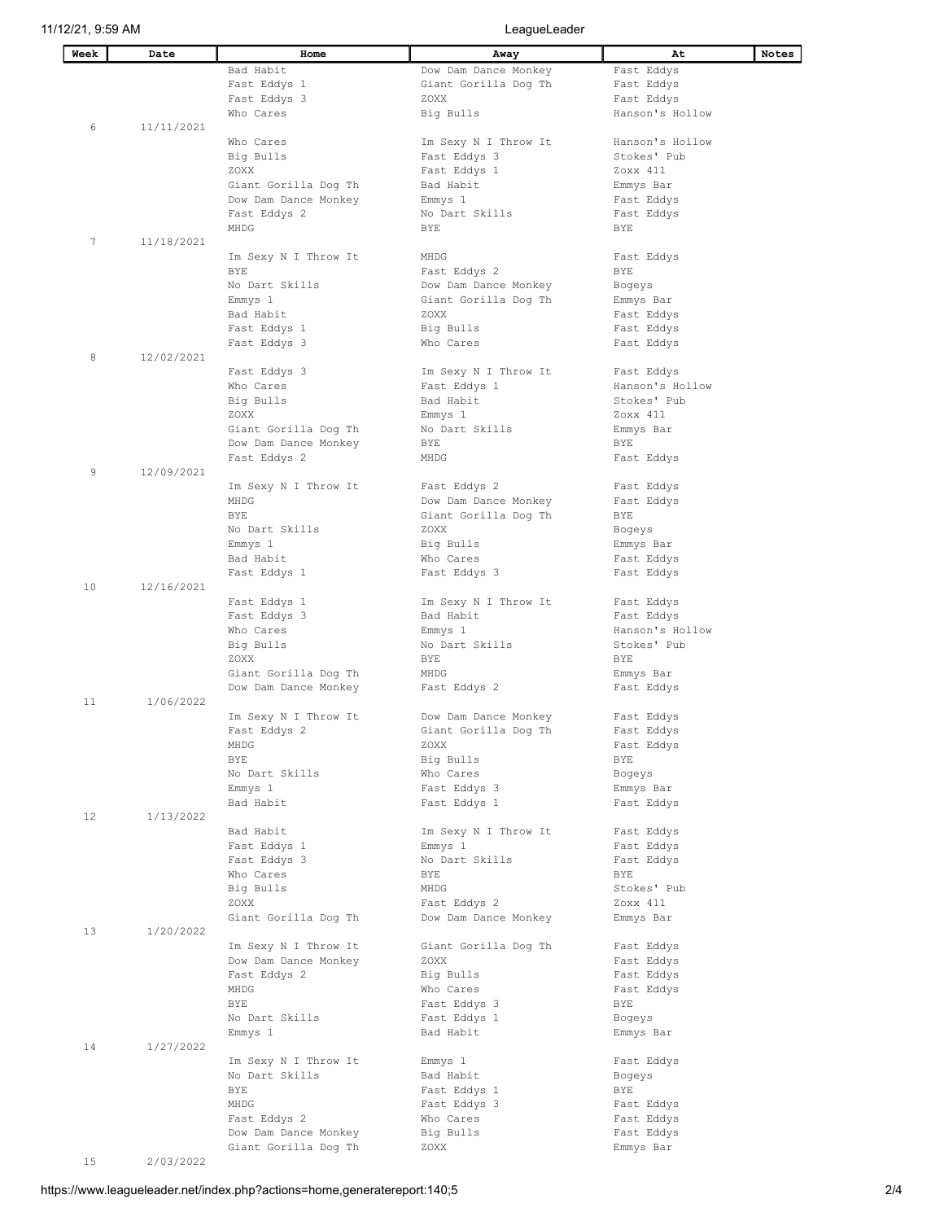| Week | Date | Home | Away | At | Notes |
|---|---|---|---|---|---|
| | | Bad Habit | Dow Dam Dance Monkey | Fast Eddys | |
| | | Fast Eddys 1 | Giant Gorilla Dog Th | Fast Eddys | |
| | | Fast Eddys 3 | ZOXX | Fast Eddys | |
| | | Who Cares | Big Bulls | Hanson's Hollow | |
| 6 | 11/11/2021 | | | | |
| | | Who Cares | Im Sexy N I Throw It | Hanson's Hollow | |
| | | Big Bulls | Fast Eddys 3 | Stokes' Pub | |
| | | ZOXX | Fast Eddys 1 | Zoxx 411 | |
| | | Giant Gorilla Dog Th | Bad Habit | Emmys Bar | |
| | | Dow Dam Dance Monkey | Emmys 1 | Fast Eddys | |
| | | Fast Eddys 2 | No Dart Skills | Fast Eddys | |
| | | MHDG | BYE | BYE | |
| 7 | 11/18/2021 | | | | |
| | | Im Sexy N I Throw It | MHDG | Fast Eddys | |
| | | BYE | Fast Eddys 2 | BYE | |
| | | No Dart Skills | Dow Dam Dance Monkey | Bogeys | |
| | | Emmys 1 | Giant Gorilla Dog Th | Emmys Bar | |
| | | Bad Habit | ZOXX | Fast Eddys | |
| | | Fast Eddys 1 | Big Bulls | Fast Eddys | |
| | | Fast Eddys 3 | Who Cares | Fast Eddys | |
| 8 | 12/02/2021 | | | | |
| | | Fast Eddys 3 | Im Sexy N I Throw It | Fast Eddys | |
| | | Who Cares | Fast Eddys 1 | Hanson's Hollow | |
| | | Big Bulls | Bad Habit | Stokes' Pub | |
| | | ZOXX | Emmys 1 | Zoxx 411 | |
| | | Giant Gorilla Dog Th | No Dart Skills | Emmys Bar | |
| | | Dow Dam Dance Monkey | BYE | BYE | |
| | | Fast Eddys 2 | MHDG | Fast Eddys | |
| 9 | 12/09/2021 | | | | |
| | | Im Sexy N I Throw It | Fast Eddys 2 | Fast Eddys | |
| | | MHDG | Dow Dam Dance Monkey | Fast Eddys | |
| | | BYE | Giant Gorilla Dog Th | BYE | |
| | | No Dart Skills | ZOXX | Bogeys | |
| | | Emmys 1 | Big Bulls | Emmys Bar | |
| | | Bad Habit | Who Cares | Fast Eddys | |
| | | Fast Eddys 1 | Fast Eddys 3 | Fast Eddys | |
| 10 | 12/16/2021 | | | | |
| | | Fast Eddys 1 | Im Sexy N I Throw It | Fast Eddys | |
| | | Fast Eddys 3 | Bad Habit | Fast Eddys | |
| | | Who Cares | Emmys 1 | Hanson's Hollow | |
| | | Big Bulls | No Dart Skills | Stokes' Pub | |
| | | ZOXX | BYE | BYE | |
| | | Giant Gorilla Dog Th | MHDG | Emmys Bar | |
| | | Dow Dam Dance Monkey | Fast Eddys 2 | Fast Eddys | |
| 11 | 1/06/2022 | | | | |
| | | Im Sexy N I Throw It | Dow Dam Dance Monkey | Fast Eddys | |
| | | Fast Eddys 2 | Giant Gorilla Dog Th | Fast Eddys | |
| | | MHDG | ZOXX | Fast Eddys | |
| | | BYE | Big Bulls | BYE | |
| | | No Dart Skills | Who Cares | Bogeys | |
| | | Emmys 1 | Fast Eddys 3 | Emmys Bar | |
| | | Bad Habit | Fast Eddys 1 | Fast Eddys | |
| 12 | 1/13/2022 | | | | |
| | | Bad Habit | Im Sexy N I Throw It | Fast Eddys | |
| | | Fast Eddys 1 | Emmys 1 | Fast Eddys | |
| | | Fast Eddys 3 | No Dart Skills | Fast Eddys | |
| | | Who Cares | BYE | BYE | |
| | | Big Bulls | MHDG | Stokes' Pub | |
| | | ZOXX | Fast Eddys 2 | Zoxx 411 | |
| | | Giant Gorilla Dog Th | Dow Dam Dance Monkey | Emmys Bar | |
| 13 | 1/20/2022 | | | | |
| | | Im Sexy N I Throw It | Giant Gorilla Dog Th | Fast Eddys | |
| | | Dow Dam Dance Monkey | ZOXX | Fast Eddys | |
| | | Fast Eddys 2 | Big Bulls | Fast Eddys | |
| | | MHDG | Who Cares | Fast Eddys | |
| | | BYE | Fast Eddys 3 | BYE | |
| | | No Dart Skills | Fast Eddys 1 | Bogeys | |
| | | Emmys 1 | Bad Habit | Emmys Bar | |
| 14 | 1/27/2022 | | | | |
| | | Im Sexy N I Throw It | Emmys 1 | Fast Eddys | |
| | | No Dart Skills | Bad Habit | Bogeys | |
| | | BYE | Fast Eddys 1 | BYE | |
| | | MHDG | Fast Eddys 3 | Fast Eddys | |
| | | Fast Eddys 2 | Who Cares | Fast Eddys | |
| | | Dow Dam Dance Monkey | Big Bulls | Fast Eddys | |
| | | Giant Gorilla Dog Th | ZOXX | Emmys Bar | |
| 15 | 2/03/2022 | | | | |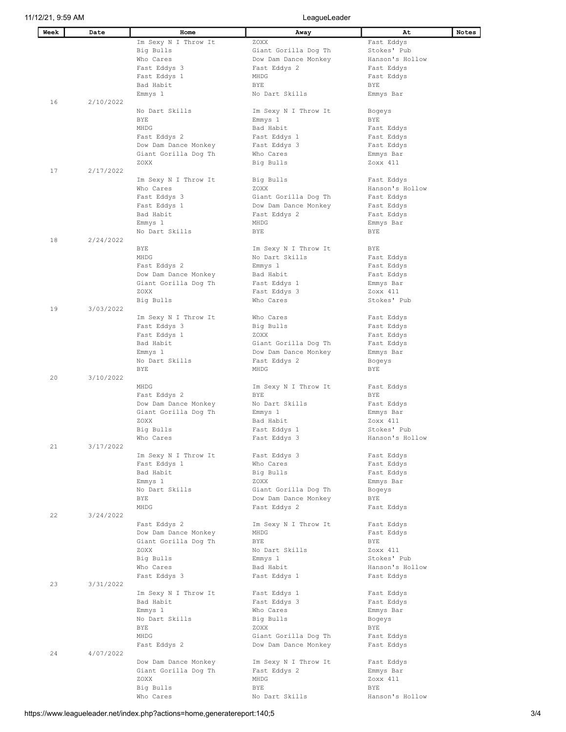| Week | Date | Home | Away | At | Notes |
|---|---|---|---|---|---|
| | | Im Sexy N I Throw It | ZOXX | Fast Eddys | |
| | | Big Bulls | Giant Gorilla Dog Th | Stokes' Pub | |
| | | Who Cares | Dow Dam Dance Monkey | Hanson's Hollow | |
| | | Fast Eddys 3 | Fast Eddys 2 | Fast Eddys | |
| | | Fast Eddys 1 | MHDG | Fast Eddys | |
| | | Bad Habit | BYE | BYE | |
| | | Emmys 1 | No Dart Skills | Emmys Bar | |
| 16 | 2/10/2022 | | | | |
| | | No Dart Skills | Im Sexy N I Throw It | Bogeys | |
| | | BYE | Emmys 1 | BYE | |
| | | MHDG | Bad Habit | Fast Eddys | |
| | | Fast Eddys 2 | Fast Eddys 1 | Fast Eddys | |
| | | Dow Dam Dance Monkey | Fast Eddys 3 | Fast Eddys | |
| | | Giant Gorilla Dog Th | Who Cares | Emmys Bar | |
| | | ZOXX | Big Bulls | Zoxx 411 | |
| 17 | 2/17/2022 | | | | |
| | | Im Sexy N I Throw It | Big Bulls | Fast Eddys | |
| | | Who Cares | ZOXX | Hanson's Hollow | |
| | | Fast Eddys 3 | Giant Gorilla Dog Th | Fast Eddys | |
| | | Fast Eddys 1 | Dow Dam Dance Monkey | Fast Eddys | |
| | | Bad Habit | Fast Eddys 2 | Fast Eddys | |
| | | Emmys 1 | MHDG | Emmys Bar | |
| | | No Dart Skills | BYE | BYE | |
| 18 | 2/24/2022 | | | | |
| | | BYE | Im Sexy N I Throw It | BYE | |
| | | MHDG | No Dart Skills | Fast Eddys | |
| | | Fast Eddys 2 | Emmys 1 | Fast Eddys | |
| | | Dow Dam Dance Monkey | Bad Habit | Fast Eddys | |
| | | Giant Gorilla Dog Th | Fast Eddys 1 | Emmys Bar | |
| | | ZOXX | Fast Eddys 3 | Zoxx 411 | |
| | | Big Bulls | Who Cares | Stokes' Pub | |
| 19 | 3/03/2022 | | | | |
| | | Im Sexy N I Throw It | Who Cares | Fast Eddys | |
| | | Fast Eddys 3 | Big Bulls | Fast Eddys | |
| | | Fast Eddys 1 | ZOXX | Fast Eddys | |
| | | Bad Habit | Giant Gorilla Dog Th | Fast Eddys | |
| | | Emmys 1 | Dow Dam Dance Monkey | Emmys Bar | |
| | | No Dart Skills | Fast Eddys 2 | Bogeys | |
| | | BYE | MHDG | BYE | |
| 20 | 3/10/2022 | | | | |
| | | MHDG | Im Sexy N I Throw It | Fast Eddys | |
| | | Fast Eddys 2 | BYE | BYE | |
| | | Dow Dam Dance Monkey | No Dart Skills | Fast Eddys | |
| | | Giant Gorilla Dog Th | Emmys 1 | Emmys Bar | |
| | | ZOXX | Bad Habit | Zoxx 411 | |
| | | Big Bulls | Fast Eddys 1 | Stokes' Pub | |
| | | Who Cares | Fast Eddys 3 | Hanson's Hollow | |
| 21 | 3/17/2022 | | | | |
| | | Im Sexy N I Throw It | Fast Eddys 3 | Fast Eddys | |
| | | Fast Eddys 1 | Who Cares | Fast Eddys | |
| | | Bad Habit | Big Bulls | Fast Eddys | |
| | | Emmys 1 | ZOXX | Emmys Bar | |
| | | No Dart Skills | Giant Gorilla Dog Th | Bogeys | |
| | | BYE | Dow Dam Dance Monkey | BYE | |
| | | MHDG | Fast Eddys 2 | Fast Eddys | |
| 22 | 3/24/2022 | | | | |
| | | Fast Eddys 2 | Im Sexy N I Throw It | Fast Eddys | |
| | | Dow Dam Dance Monkey | MHDG | Fast Eddys | |
| | | Giant Gorilla Dog Th | BYE | BYE | |
| | | ZOXX | No Dart Skills | Zoxx 411 | |
| | | Big Bulls | Emmys 1 | Stokes' Pub | |
| | | Who Cares | Bad Habit | Hanson's Hollow | |
| | | Fast Eddys 3 | Fast Eddys 1 | Fast Eddys | |
| 23 | 3/31/2022 | | | | |
| | | Im Sexy N I Throw It | Fast Eddys 1 | Fast Eddys | |
| | | Bad Habit | Fast Eddys 3 | Fast Eddys | |
| | | Emmys 1 | Who Cares | Emmys Bar | |
| | | No Dart Skills | Big Bulls | Bogeys | |
| | | BYE | ZOXX | BYE | |
| | | MHDG | Giant Gorilla Dog Th | Fast Eddys | |
| | | Fast Eddys 2 | Dow Dam Dance Monkey | Fast Eddys | |
| 24 | 4/07/2022 | | | | |
| | | Dow Dam Dance Monkey | Im Sexy N I Throw It | Fast Eddys | |
| | | Giant Gorilla Dog Th | Fast Eddys 2 | Emmys Bar | |
| | | ZOXX | MHDG | Zoxx 411 | |
| | | Big Bulls | BYE | BYE | |
| | | Who Cares | No Dart Skills | Hanson's Hollow | |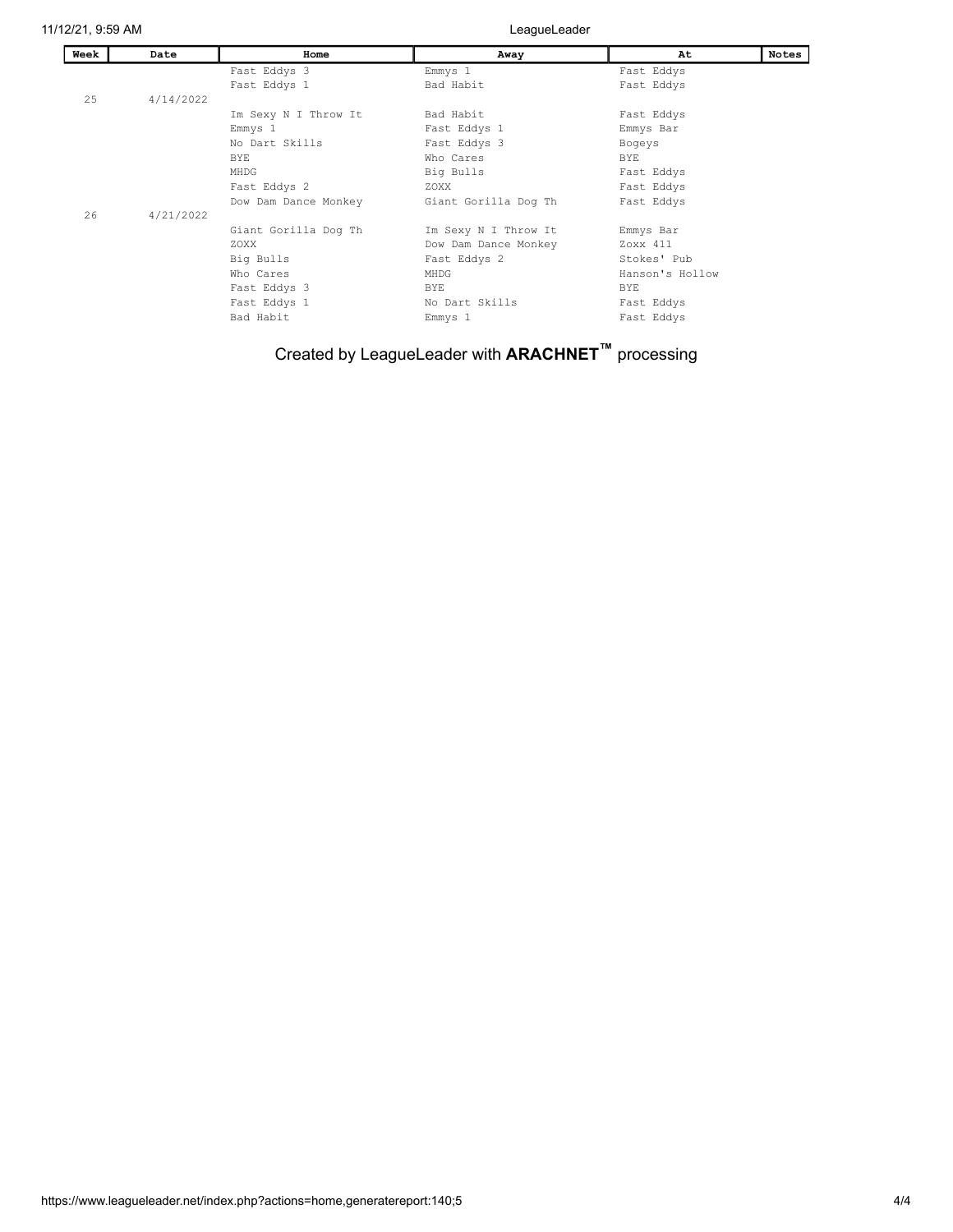| Week | Date | Home | Away | At | Notes |
|---|---|---|---|---|---|
| | | Fast Eddys 3 | Emmys 1 | Fast Eddys | |
| | | Fast Eddys 1 | Bad Habit | Fast Eddys | |
| 25 | 4/14/2022 | | | | |
| | | Im Sexy N I Throw It | Bad Habit | Fast Eddys | |
| | | Emmys 1 | Fast Eddys 1 | Emmys Bar | |
| | | No Dart Skills | Fast Eddys 3 | Bogeys | |
| | | BYE | Who Cares | BYE | |
| | | MHDG | Big Bulls | Fast Eddys | |
| | | Fast Eddys 2 | ZOXX | Fast Eddys | |
| | | Dow Dam Dance Monkey | Giant Gorilla Dog Th | Fast Eddys | |
| 26 | 4/21/2022 | | | | |
| | | Giant Gorilla Dog Th | Im Sexy N I Throw It | Emmys Bar | |
| | | ZOXX | Dow Dam Dance Monkey | Zoxx 411 | |
| | | Big Bulls | Fast Eddys 2 | Stokes' Pub | |
| | | Who Cares | MHDG | Hanson's Hollow | |
| | | Fast Eddys 3 | BYE | BYE | |
| | | Fast Eddys 1 | No Dart Skills | Fast Eddys | |
| | | Bad Habit | Emmys 1 | Fast Eddys | |

Created by LeagueLeader with **ARACHNET™** processing